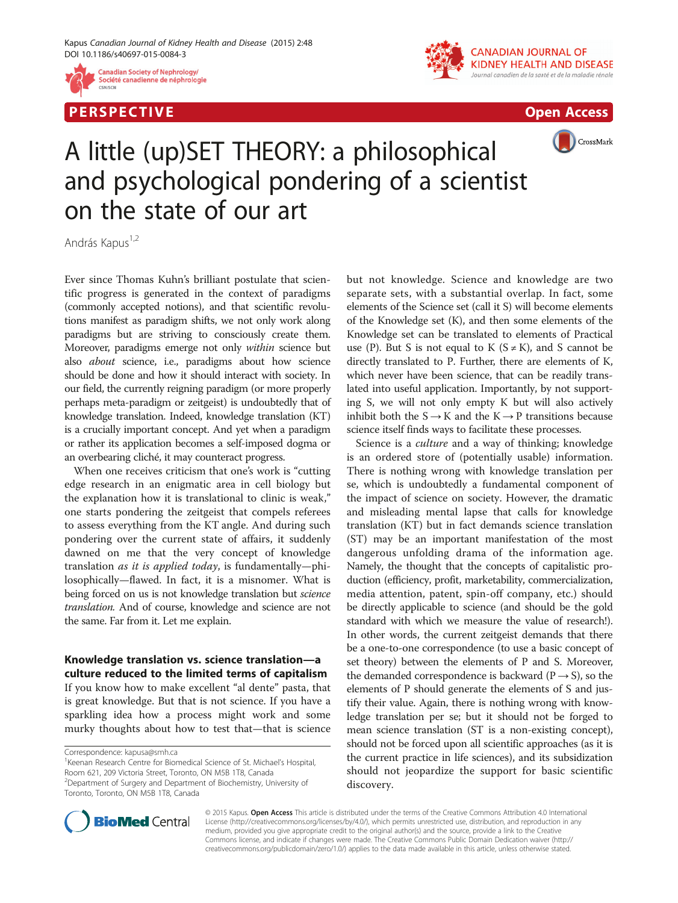PERSPECTIVE

Open Access

# A little (up)SET THEORY: a philosophical and psychological pondering of a scientist on the state of our art

András Kapus[1,2]

Ever since Thomas Kuhn's brilliant postulate that scientific progress is generated in the context of paradigms (commonly accepted notions), and that scientific revolutions manifest as paradigm shifts, we not only work along paradigms but are striving to consciously create them. Moreover, paradigms emerge not only *within* science but also *about* science, i.e., paradigms about how science should be done and how it should interact with society. In our field, the currently reigning paradigm (or more properly perhaps meta-paradigm or zeitgeist) is undoubtedly that of knowledge translation. Indeed, knowledge translation (KT) is a crucially important concept. And yet when a paradigm or rather its application becomes a self-imposed dogma or an overbearing cliché, it may counteract progress.

When one receives criticism that one's work is "cutting edge research in an enigmatic area in cell biology but the explanation how it is translational to clinic is weak," one starts pondering the zeitgeist that compels referees to assess everything from the KT angle. And during such pondering over the current state of affairs, it suddenly dawned on me that the very concept of knowledge translation *as it is applied today*, is fundamentally—philosophically—flawed. In fact, it is a misnomer. What is being forced on us is not knowledge translation but *science translation.* And of course, knowledge and science are not the same. Far from it. Let me explain.

## Knowledge translation vs. science translation—a culture reduced to the limited terms of capitalism

If you know how to make excellent "al dente" pasta, that is great knowledge. But that is not science. If you have a sparkling idea how a process might work and some murky thoughts about how to test that—that is science but not knowledge. Science and knowledge are two separate sets, with a substantial overlap. In fact, some elements of the Science set (call it S) will become elements of the Knowledge set (K), and then some elements of the Knowledge set can be translated to elements of Practical use (P). But S is not equal to K ($S \neq K$), and S cannot be directly translated to P. Further, there are elements of K, which never have been science, that can be readily translated into useful application. Importantly, by not supporting S, we will not only empty K but will also actively inhibit both the $S \rightarrow K$ and the $K \rightarrow P$ transitions because science itself finds ways to facilitate these processes.

Science is a *culture* and a way of thinking; knowledge is an ordered store of (potentially usable) information. There is nothing wrong with knowledge translation per se, which is undoubtedly a fundamental component of the impact of science on society. However, the dramatic and misleading mental lapse that calls for knowledge translation (KT) but in fact demands science translation (ST) may be an important manifestation of the most dangerous unfolding drama of the information age. Namely, the thought that the concepts of capitalistic production (efficiency, profit, marketability, commercialization, media attention, patent, spin-off company, etc.) should be directly applicable to science (and should be the gold standard with which we measure the value of research!). In other words, the current zeitgeist demands that there be a one-to-one correspondence (to use a basic concept of set theory) between the elements of P and S. Moreover, the demanded correspondence is backward ($P \rightarrow S$), so the elements of P should generate the elements of S and justify their value. Again, there is nothing wrong with knowledge translation per se; but it should not be forged to mean science translation (ST is a non-existing concept), should not be forced upon all scientific approaches (as it is the current practice in life sciences), and its subsidization should not jeopardize the support for basic scientific discovery.

Correspondence: kapusa@smh.ca
[1]Keenan Research Centre for Biomedical Science of St. Michael's Hospital, Room 621, 209 Victoria Street, Toronto, ON M5B 1T8, Canada
[2]Department of Surgery and Department of Biochemistry, University of Toronto, Toronto, ON M5B 1T8, Canada

© 2015 Kapus. **Open Access** This article is distributed under the terms of the Creative Commons Attribution 4.0 International License (http://creativecommons.org/licenses/by/4.0/), which permits unrestricted use, distribution, and reproduction in any medium, provided you give appropriate credit to the original author(s) and the source, provide a link to the Creative Commons license, and indicate if changes were made. The Creative Commons Public Domain Dedication waiver (http://creativecommons.org/publicdomain/zero/1.0/) applies to the data made available in this article, unless otherwise stated.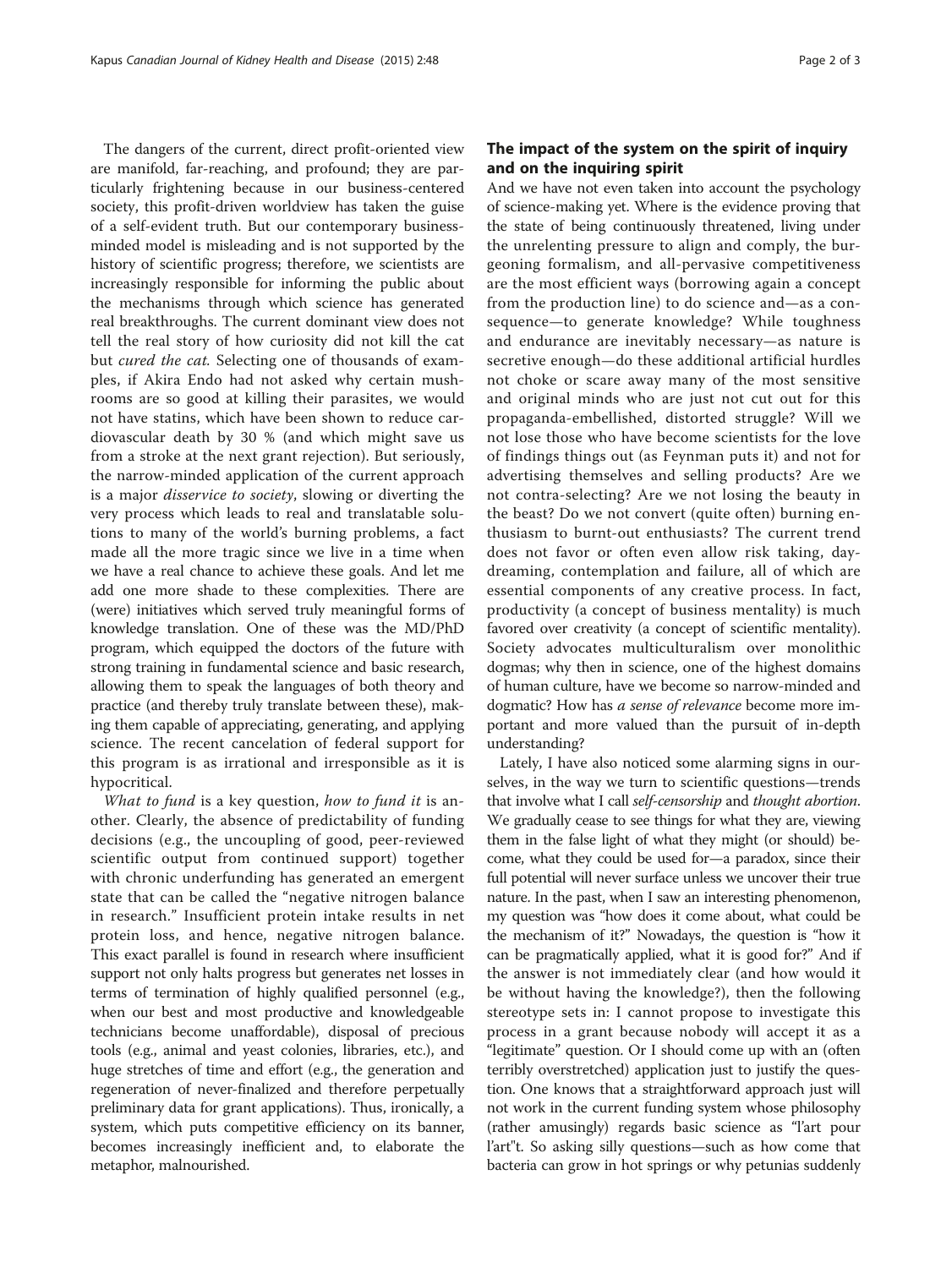The dangers of the current, direct profit-oriented view are manifold, far-reaching, and profound; they are particularly frightening because in our business-centered society, this profit-driven worldview has taken the guise of a self-evident truth. But our contemporary business-minded model is misleading and is not supported by the history of scientific progress; therefore, we scientists are increasingly responsible for informing the public about the mechanisms through which science has generated real breakthroughs. The current dominant view does not tell the real story of how curiosity did not kill the cat but *cured the cat.* Selecting one of thousands of examples, if Akira Endo had not asked why certain mushrooms are so good at killing their parasites, we would not have statins, which have been shown to reduce cardiovascular death by 30 % (and which might save us from a stroke at the next grant rejection). But seriously, the narrow-minded application of the current approach is a major *disservice to society*, slowing or diverting the very process which leads to real and translatable solutions to many of the world's burning problems, a fact made all the more tragic since we live in a time when we have a real chance to achieve these goals. And let me add one more shade to these complexities. There are (were) initiatives which served truly meaningful forms of knowledge translation. One of these was the MD/PhD program, which equipped the doctors of the future with strong training in fundamental science and basic research, allowing them to speak the languages of both theory and practice (and thereby truly translate between these), making them capable of appreciating, generating, and applying science. The recent cancelation of federal support for this program is as irrational and irresponsible as it is hypocritical.

*What to fund* is a key question, *how to fund it* is another. Clearly, the absence of predictability of funding decisions (e.g., the uncoupling of good, peer-reviewed scientific output from continued support) together with chronic underfunding has generated an emergent state that can be called the "negative nitrogen balance in research." Insufficient protein intake results in net protein loss, and hence, negative nitrogen balance. This exact parallel is found in research where insufficient support not only halts progress but generates net losses in terms of termination of highly qualified personnel (e.g., when our best and most productive and knowledgeable technicians become unaffordable), disposal of precious tools (e.g., animal and yeast colonies, libraries, etc.), and huge stretches of time and effort (e.g., the generation and regeneration of never-finalized and therefore perpetually preliminary data for grant applications). Thus, ironically, a system, which puts competitive efficiency on its banner, becomes increasingly inefficient and, to elaborate the metaphor, malnourished.

## The impact of the system on the spirit of inquiry and on the inquiring spirit

And we have not even taken into account the psychology of science-making yet. Where is the evidence proving that the state of being continuously threatened, living under the unrelenting pressure to align and comply, the burgeoning formalism, and all-pervasive competitiveness are the most efficient ways (borrowing again a concept from the production line) to do science and—as a consequence—to generate knowledge? While toughness and endurance are inevitably necessary—as nature is secretive enough—do these additional artificial hurdles not choke or scare away many of the most sensitive and original minds who are just not cut out for this propaganda-embellished, distorted struggle? Will we not lose those who have become scientists for the love of findings things out (as Feynman puts it) and not for advertising themselves and selling products? Are we not contra-selecting? Are we not losing the beauty in the beast? Do we not convert (quite often) burning enthusiasm to burnt-out enthusiasts? The current trend does not favor or often even allow risk taking, daydreaming, contemplation and failure, all of which are essential components of any creative process. In fact, productivity (a concept of business mentality) is much favored over creativity (a concept of scientific mentality). Society advocates multiculturalism over monolithic dogmas; why then in science, one of the highest domains of human culture, have we become so narrow-minded and dogmatic? How has *a sense of relevance* become more important and more valued than the pursuit of in-depth understanding?

Lately, I have also noticed some alarming signs in ourselves, in the way we turn to scientific questions—trends that involve what I call *self-censorship* and *thought abortion*. We gradually cease to see things for what they are, viewing them in the false light of what they might (or should) become, what they could be used for—a paradox, since their full potential will never surface unless we uncover their true nature. In the past, when I saw an interesting phenomenon, my question was "how does it come about, what could be the mechanism of it?" Nowadays, the question is "how it can be pragmatically applied, what it is good for?" And if the answer is not immediately clear (and how would it be without having the knowledge?), then the following stereotype sets in: I cannot propose to investigate this process in a grant because nobody will accept it as a "legitimate" question. Or I should come up with an (often terribly overstretched) application just to justify the question. One knows that a straightforward approach just will not work in the current funding system whose philosophy (rather amusingly) regards basic science as "l'art pour l'art"t. So asking silly questions—such as how come that bacteria can grow in hot springs or why petunias suddenly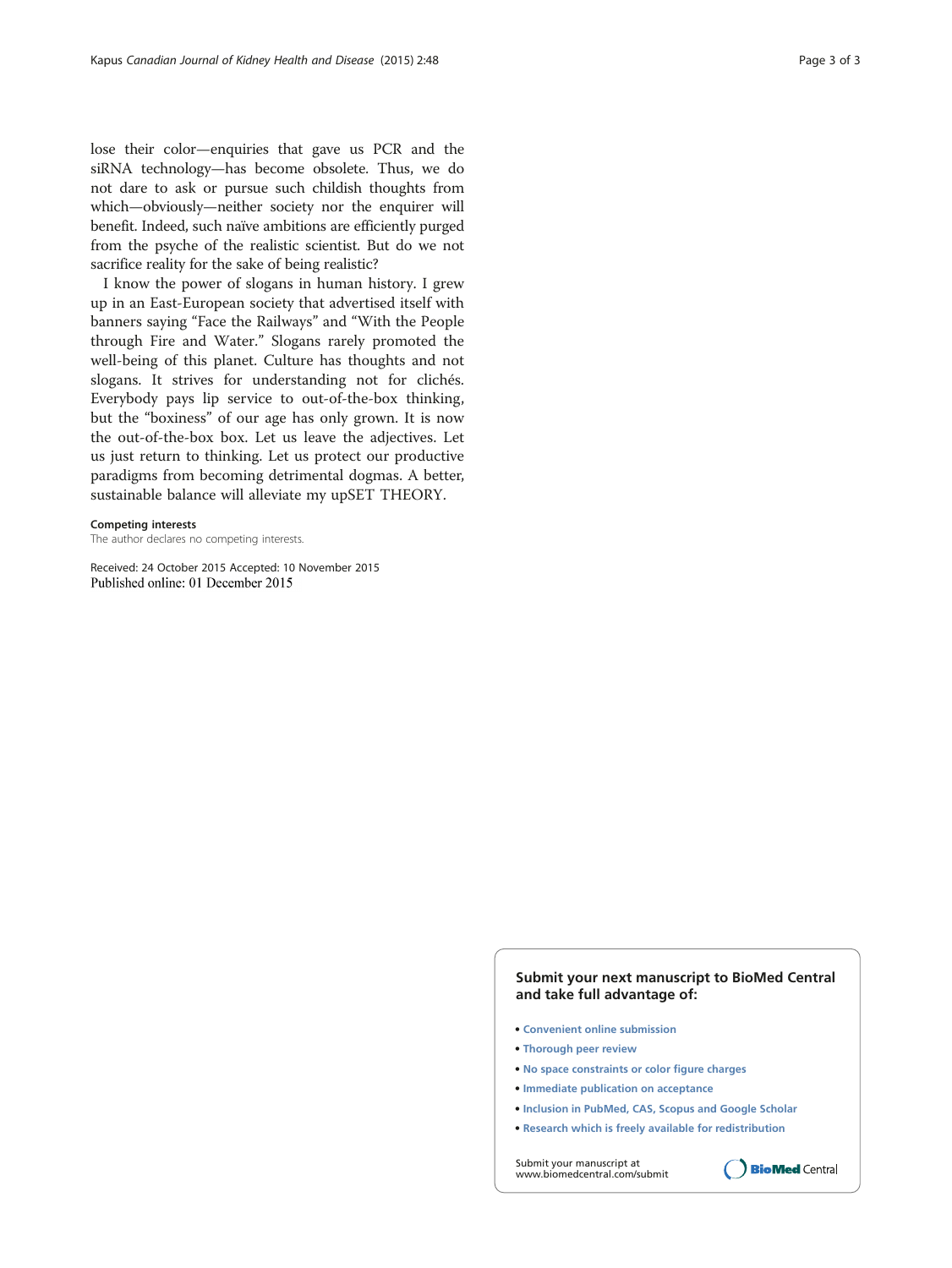lose their color—enquiries that gave us PCR and the siRNA technology—has become obsolete. Thus, we do not dare to ask or pursue such childish thoughts from which—obviously—neither society nor the enquirer will benefit. Indeed, such naïve ambitions are efficiently purged from the psyche of the realistic scientist. But do we not sacrifice reality for the sake of being realistic?

I know the power of slogans in human history. I grew up in an East-European society that advertised itself with banners saying "Face the Railways" and "With the People through Fire and Water." Slogans rarely promoted the well-being of this planet. Culture has thoughts and not slogans. It strives for understanding not for clichés. Everybody pays lip service to out-of-the-box thinking, but the "boxiness" of our age has only grown. It is now the out-of-the-box box. Let us leave the adjectives. Let us just return to thinking. Let us protect our productive paradigms from becoming detrimental dogmas. A better, sustainable balance will alleviate my upSET THEORY.

#### Competing interests

The author declares no competing interests.

Received: 24 October 2015 Accepted: 10 November 2015
Published online: 01 December 2015

**Submit your next manuscript to BioMed Central and take full advantage of:**

- Convenient online submission
- Thorough peer review
- No space constraints or color figure charges
- Immediate publication on acceptance
- Inclusion in PubMed, CAS, Scopus and Google Scholar
- Research which is freely available for redistribution

Submit your manuscript at
www.biomedcentral.com/submit

BioMed Central